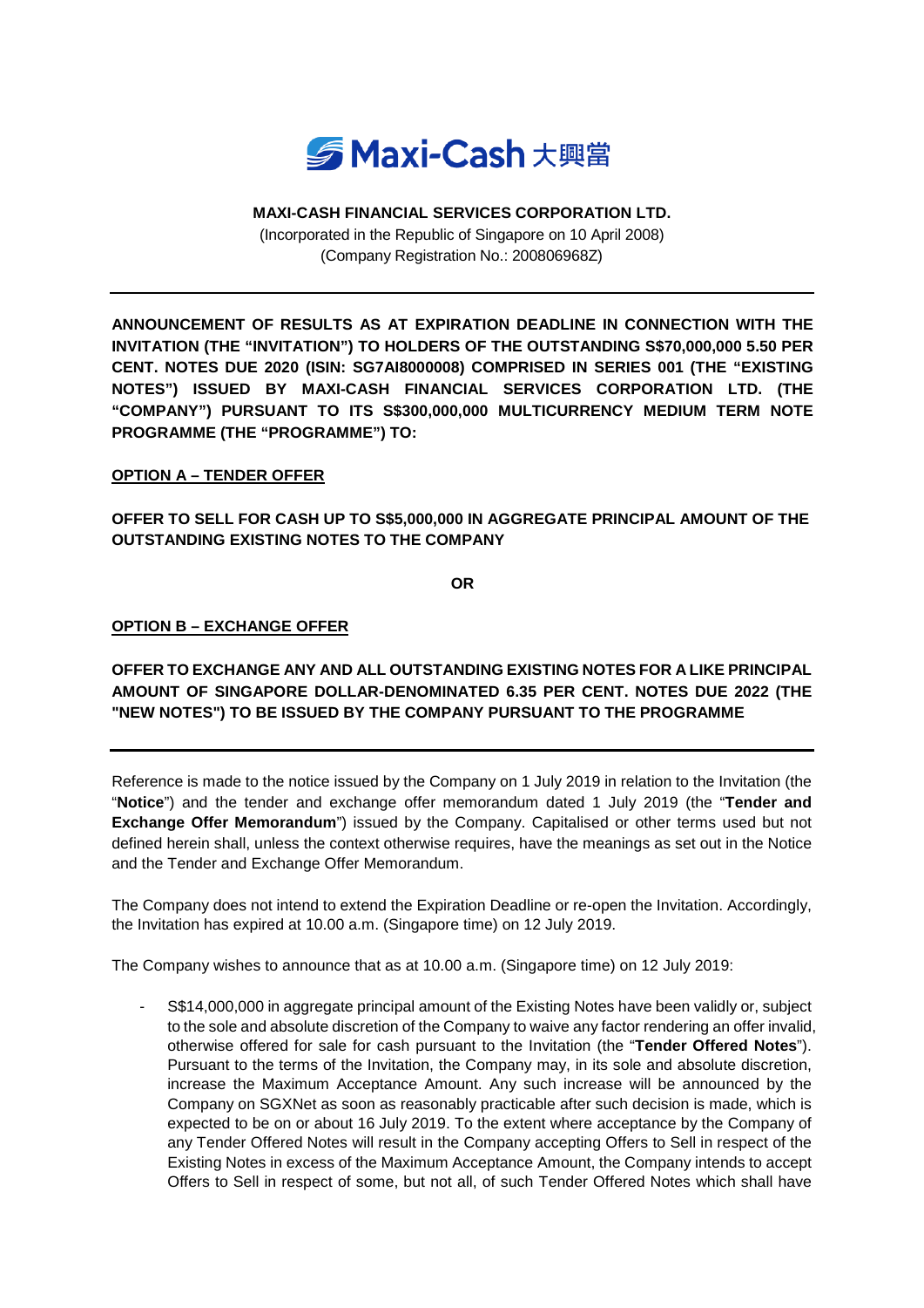Maxi-Cash 大興當

**MAXI-CASH FINANCIAL SERVICES CORPORATION LTD.**
(Incorporated in the Republic of Singapore on 10 April 2008)
(Company Registration No.: 200806968Z)

---

**ANNOUNCEMENT OF RESULTS AS AT EXPIRATION DEADLINE IN CONNECTION WITH THE INVITATION (THE "INVITATION") TO HOLDERS OF THE OUTSTANDING S$70,000,000 5.50 PER CENT. NOTES DUE 2020 (ISIN: SG7AI8000008) COMPRISED IN SERIES 001 (THE "EXISTING NOTES") ISSUED BY MAXI-CASH FINANCIAL SERVICES CORPORATION LTD. (THE "COMPANY") PURSUANT TO ITS S$300,000,000 MULTICURRENCY MEDIUM TERM NOTE PROGRAMME (THE "PROGRAMME") TO:**

**<u>OPTION A – TENDER OFFER</u>**

**OFFER TO SELL FOR CASH UP TO S$5,000,000 IN AGGREGATE PRINCIPAL AMOUNT OF THE OUTSTANDING EXISTING NOTES TO THE COMPANY**

**OR**

**<u>OPTION B – EXCHANGE OFFER</u>**

**OFFER TO EXCHANGE ANY AND ALL OUTSTANDING EXISTING NOTES FOR A LIKE PRINCIPAL AMOUNT OF SINGAPORE DOLLAR-DENOMINATED 6.35 PER CENT. NOTES DUE 2022 (THE "NEW NOTES") TO BE ISSUED BY THE COMPANY PURSUANT TO THE PROGRAMME**

---

Reference is made to the notice issued by the Company on 1 July 2019 in relation to the Invitation (the "**Notice**") and the tender and exchange offer memorandum dated 1 July 2019 (the "**Tender and Exchange Offer Memorandum**") issued by the Company. Capitalised or other terms used but not defined herein shall, unless the context otherwise requires, have the meanings as set out in the Notice and the Tender and Exchange Offer Memorandum.

The Company does not intend to extend the Expiration Deadline or re-open the Invitation. Accordingly, the Invitation has expired at 10.00 a.m. (Singapore time) on 12 July 2019.

The Company wishes to announce that as at 10.00 a.m. (Singapore time) on 12 July 2019:

- S$14,000,000 in aggregate principal amount of the Existing Notes have been validly or, subject to the sole and absolute discretion of the Company to waive any factor rendering an offer invalid, otherwise offered for sale for cash pursuant to the Invitation (the "**Tender Offered Notes**"). Pursuant to the terms of the Invitation, the Company may, in its sole and absolute discretion, increase the Maximum Acceptance Amount. Any such increase will be announced by the Company on SGXNet as soon as reasonably practicable after such decision is made, which is expected to be on or about 16 July 2019. To the extent where acceptance by the Company of any Tender Offered Notes will result in the Company accepting Offers to Sell in respect of the Existing Notes in excess of the Maximum Acceptance Amount, the Company intends to accept Offers to Sell in respect of some, but not all, of such Tender Offered Notes which shall have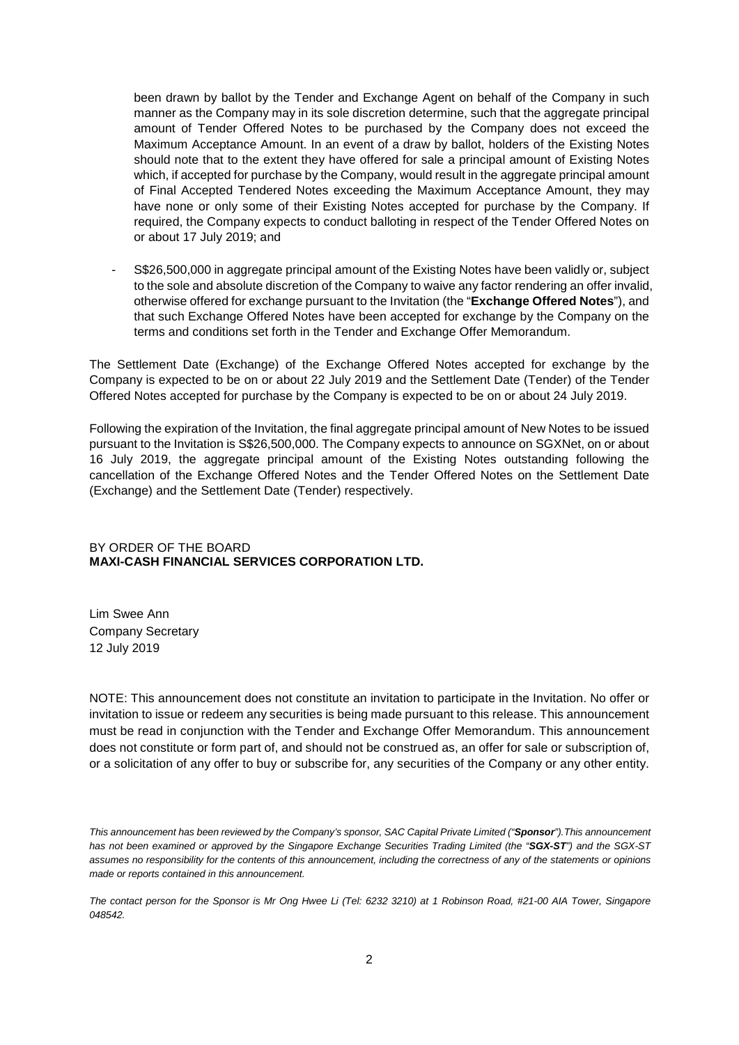been drawn by ballot by the Tender and Exchange Agent on behalf of the Company in such manner as the Company may in its sole discretion determine, such that the aggregate principal amount of Tender Offered Notes to be purchased by the Company does not exceed the Maximum Acceptance Amount. In an event of a draw by ballot, holders of the Existing Notes should note that to the extent they have offered for sale a principal amount of Existing Notes which, if accepted for purchase by the Company, would result in the aggregate principal amount of Final Accepted Tendered Notes exceeding the Maximum Acceptance Amount, they may have none or only some of their Existing Notes accepted for purchase by the Company. If required, the Company expects to conduct balloting in respect of the Tender Offered Notes on or about 17 July 2019; and

- S$26,500,000 in aggregate principal amount of the Existing Notes have been validly or, subject to the sole and absolute discretion of the Company to waive any factor rendering an offer invalid, otherwise offered for exchange pursuant to the Invitation (the "**Exchange Offered Notes**"), and that such Exchange Offered Notes have been accepted for exchange by the Company on the terms and conditions set forth in the Tender and Exchange Offer Memorandum.

The Settlement Date (Exchange) of the Exchange Offered Notes accepted for exchange by the Company is expected to be on or about 22 July 2019 and the Settlement Date (Tender) of the Tender Offered Notes accepted for purchase by the Company is expected to be on or about 24 July 2019.

Following the expiration of the Invitation, the final aggregate principal amount of New Notes to be issued pursuant to the Invitation is S$26,500,000. The Company expects to announce on SGXNet, on or about 16 July 2019, the aggregate principal amount of the Existing Notes outstanding following the cancellation of the Exchange Offered Notes and the Tender Offered Notes on the Settlement Date (Exchange) and the Settlement Date (Tender) respectively.

BY ORDER OF THE BOARD
**MAXI-CASH FINANCIAL SERVICES CORPORATION LTD.**

Lim Swee Ann
Company Secretary
12 July 2019

NOTE: This announcement does not constitute an invitation to participate in the Invitation. No offer or invitation to issue or redeem any securities is being made pursuant to this release. This announcement must be read in conjunction with the Tender and Exchange Offer Memorandum. This announcement does not constitute or form part of, and should not be construed as, an offer for sale or subscription of, or a solicitation of any offer to buy or subscribe for, any securities of the Company or any other entity.

*This announcement has been reviewed by the Company's sponsor, SAC Capital Private Limited ("**Sponsor**").This announcement has not been examined or approved by the Singapore Exchange Securities Trading Limited (the "**SGX-ST**") and the SGX-ST assumes no responsibility for the contents of this announcement, including the correctness of any of the statements or opinions made or reports contained in this announcement.*

*The contact person for the Sponsor is Mr Ong Hwee Li (Tel: 6232 3210) at 1 Robinson Road, #21-00 AIA Tower, Singapore 048542.*